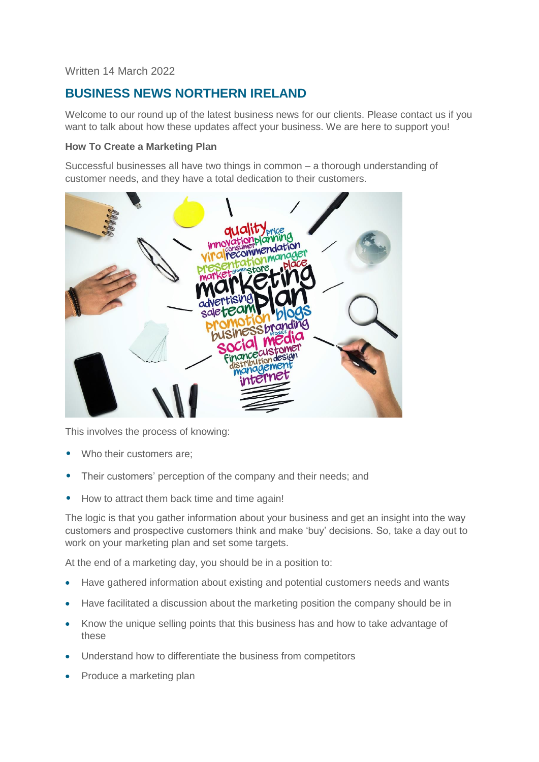Written 14 March 2022

## BUSINESS NEWS NORTHERN IRELAND

Welcome to our round up of the latest business news for our clients. Please contact us if you want to talk about how these updates affect your business. We are here to support you!

**How To Create a Marketing Plan**

Successful businesses all have two things in common – a thorough understanding of customer needs, and they have a total dedication to their customers.

This involves the process of knowing:

- Who their customers are;
- Their customers' perception of the company and their needs; and
- How to attract them back time and time again!

The logic is that you gather information about your business and get an insight into the way customers and prospective customers think and make 'buy' decisions. So, take a day out to work on your marketing plan and set some targets.

At the end of a marketing day, you should be in a position to:

- Have gathered information about existing and potential customers needs and wants
- Have facilitated a discussion about the marketing position the company should be in
- Know the unique selling points that this business has and how to take advantage of these
- Understand how to differentiate the business from competitors
- Produce a marketing plan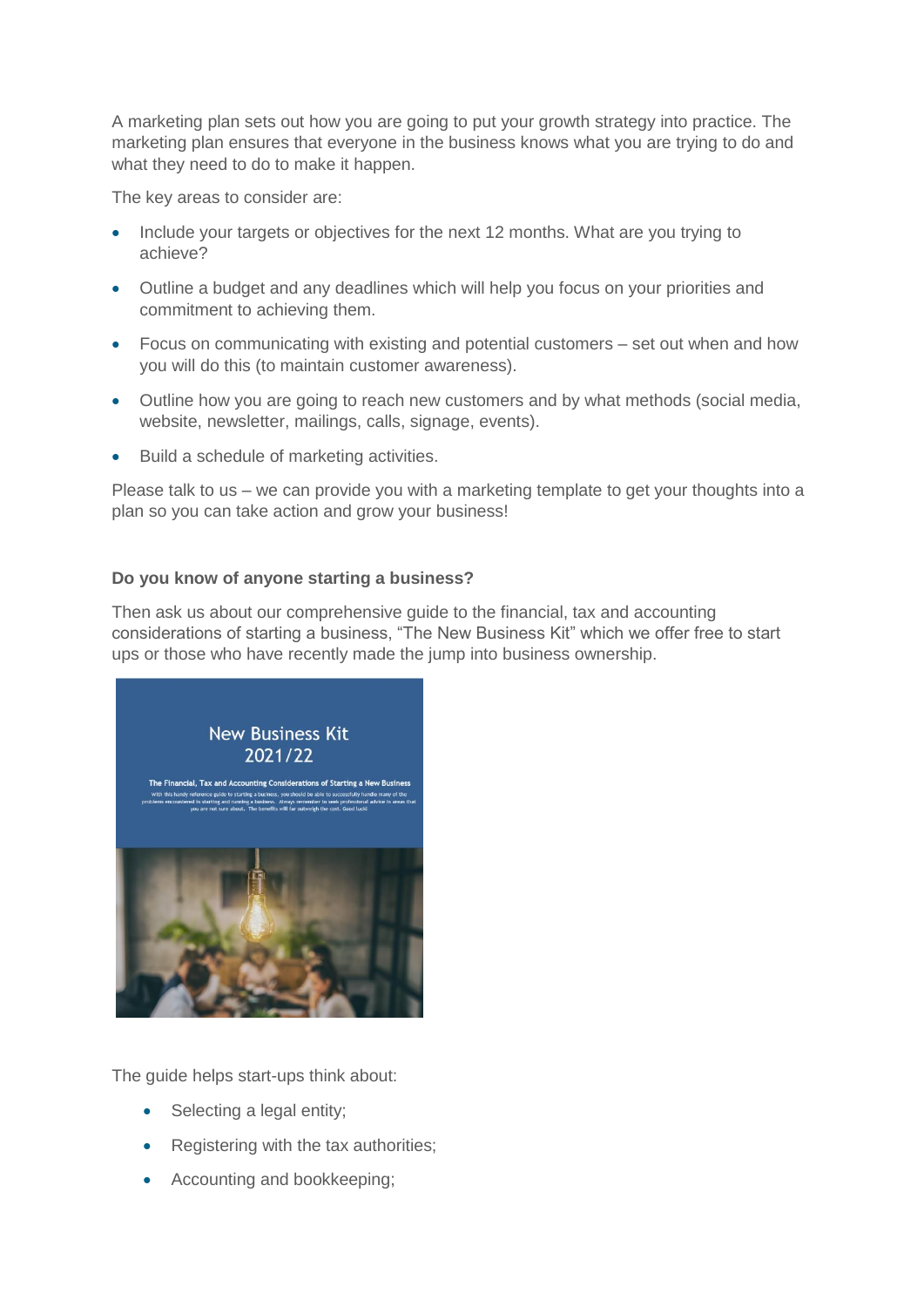A marketing plan sets out how you are going to put your growth strategy into practice. The marketing plan ensures that everyone in the business knows what you are trying to do and what they need to do to make it happen.

The key areas to consider are:

- Include your targets or objectives for the next 12 months. What are you trying to achieve?
- Outline a budget and any deadlines which will help you focus on your priorities and commitment to achieving them.
- Focus on communicating with existing and potential customers – set out when and how you will do this (to maintain customer awareness).
- Outline how you are going to reach new customers and by what methods (social media, website, newsletter, mailings, calls, signage, events).
- Build a schedule of marketing activities.

Please talk to us – we can provide you with a marketing template to get your thoughts into a plan so you can take action and grow your business!

**Do you know of anyone starting a business?**

Then ask us about our comprehensive guide to the financial, tax and accounting considerations of starting a business, "The New Business Kit" which we offer free to start ups or those who have recently made the jump into business ownership.

New Business Kit 2021/22

The Financial, Tax and Accounting Considerations of Starting a New Business

With this handy reference guide to starting a business, you should be able to successfully handle many of the problems encountered in starting and running a business. Always remember to seek professional advice in areas that you are not sure about. The benefits will far outweigh the cost. Good luck!

The guide helps start-ups think about:

- Selecting a legal entity;
- Registering with the tax authorities;
- Accounting and bookkeeping;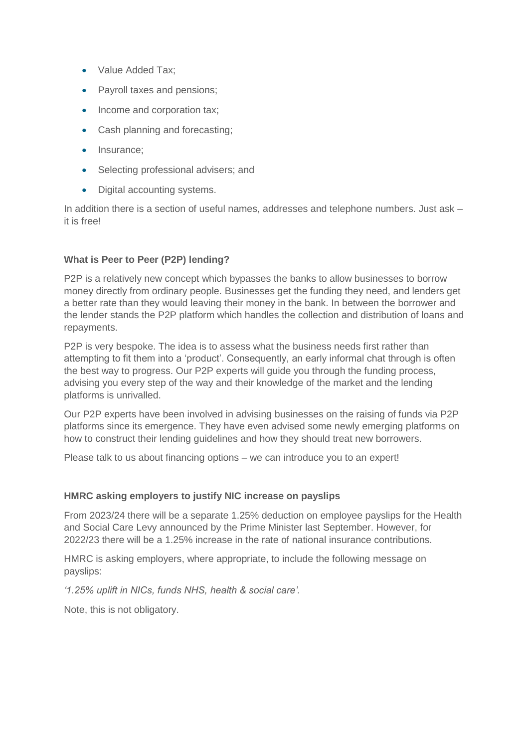- Value Added Tax;
- Payroll taxes and pensions;
- Income and corporation tax;
- Cash planning and forecasting;
- Insurance;
- Selecting professional advisers; and
- Digital accounting systems.

In addition there is a section of useful names, addresses and telephone numbers. Just ask – it is free!

**What is Peer to Peer (P2P) lending?**

P2P is a relatively new concept which bypasses the banks to allow businesses to borrow money directly from ordinary people. Businesses get the funding they need, and lenders get a better rate than they would leaving their money in the bank. In between the borrower and the lender stands the P2P platform which handles the collection and distribution of loans and repayments.

P2P is very bespoke. The idea is to assess what the business needs first rather than attempting to fit them into a 'product'. Consequently, an early informal chat through is often the best way to progress. Our P2P experts will guide you through the funding process, advising you every step of the way and their knowledge of the market and the lending platforms is unrivalled.

Our P2P experts have been involved in advising businesses on the raising of funds via P2P platforms since its emergence. They have even advised some newly emerging platforms on how to construct their lending guidelines and how they should treat new borrowers.

Please talk to us about financing options – we can introduce you to an expert!

**HMRC asking employers to justify NIC increase on payslips**

From 2023/24 there will be a separate 1.25% deduction on employee payslips for the Health and Social Care Levy announced by the Prime Minister last September. However, for 2022/23 there will be a 1.25% increase in the rate of national insurance contributions.

HMRC is asking employers, where appropriate, to include the following message on payslips:

*'1.25% uplift in NICs, funds NHS, health & social care'.*

Note, this is not obligatory.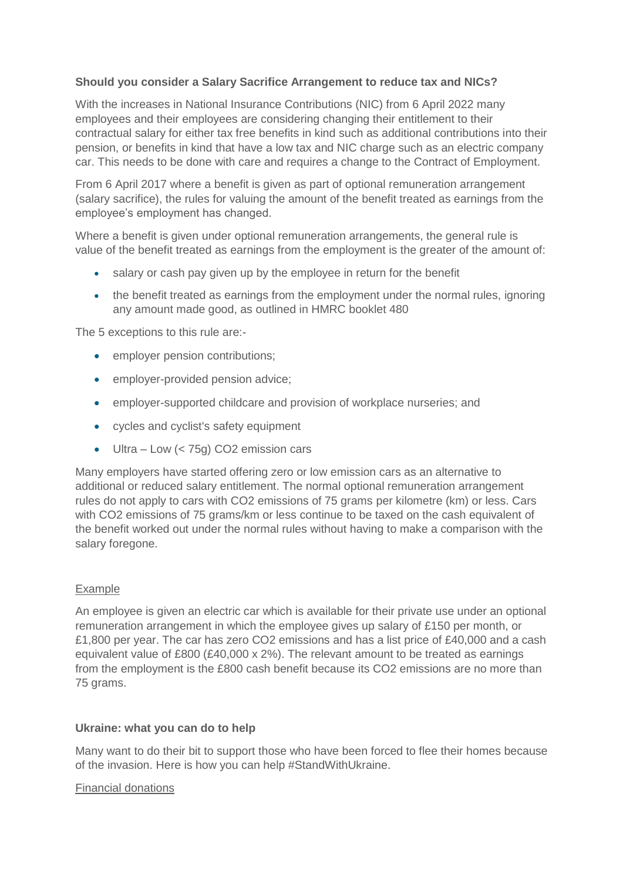**Should you consider a Salary Sacrifice Arrangement to reduce tax and NICs?**

With the increases in National Insurance Contributions (NIC) from 6 April 2022 many employees and their employees are considering changing their entitlement to their contractual salary for either tax free benefits in kind such as additional contributions into their pension, or benefits in kind that have a low tax and NIC charge such as an electric company car. This needs to be done with care and requires a change to the Contract of Employment.

From 6 April 2017 where a benefit is given as part of optional remuneration arrangement (salary sacrifice), the rules for valuing the amount of the benefit treated as earnings from the employee's employment has changed.

Where a benefit is given under optional remuneration arrangements, the general rule is value of the benefit treated as earnings from the employment is the greater of the amount of:

- salary or cash pay given up by the employee in return for the benefit
- the benefit treated as earnings from the employment under the normal rules, ignoring any amount made good, as outlined in HMRC booklet 480

The 5 exceptions to this rule are:-

- employer pension contributions;
- employer-provided pension advice;
- employer-supported childcare and provision of workplace nurseries; and
- cycles and cyclist's safety equipment
- Ultra – Low (< 75g) $CO_2$ emission cars

Many employers have started offering zero or low emission cars as an alternative to additional or reduced salary entitlement. The normal optional remuneration arrangement rules do not apply to cars with $CO_2$ emissions of 75 grams per kilometre (km) or less. Cars with $CO_2$ emissions of 75 grams/km or less continue to be taxed on the cash equivalent of the benefit worked out under the normal rules without having to make a comparison with the salary foregone.

Example

An employee is given an electric car which is available for their private use under an optional remuneration arrangement in which the employee gives up salary of £150 per month, or £1,800 per year. The car has zero $CO_2$ emissions and has a list price of £40,000 and a cash equivalent value of £800 (£40,000 x 2%). The relevant amount to be treated as earnings from the employment is the £800 cash benefit because its $CO_2$ emissions are no more than 75 grams.

**Ukraine: what you can do to help**

Many want to do their bit to support those who have been forced to flee their homes because of the invasion. Here is how you can help #StandWithUkraine.

Financial donations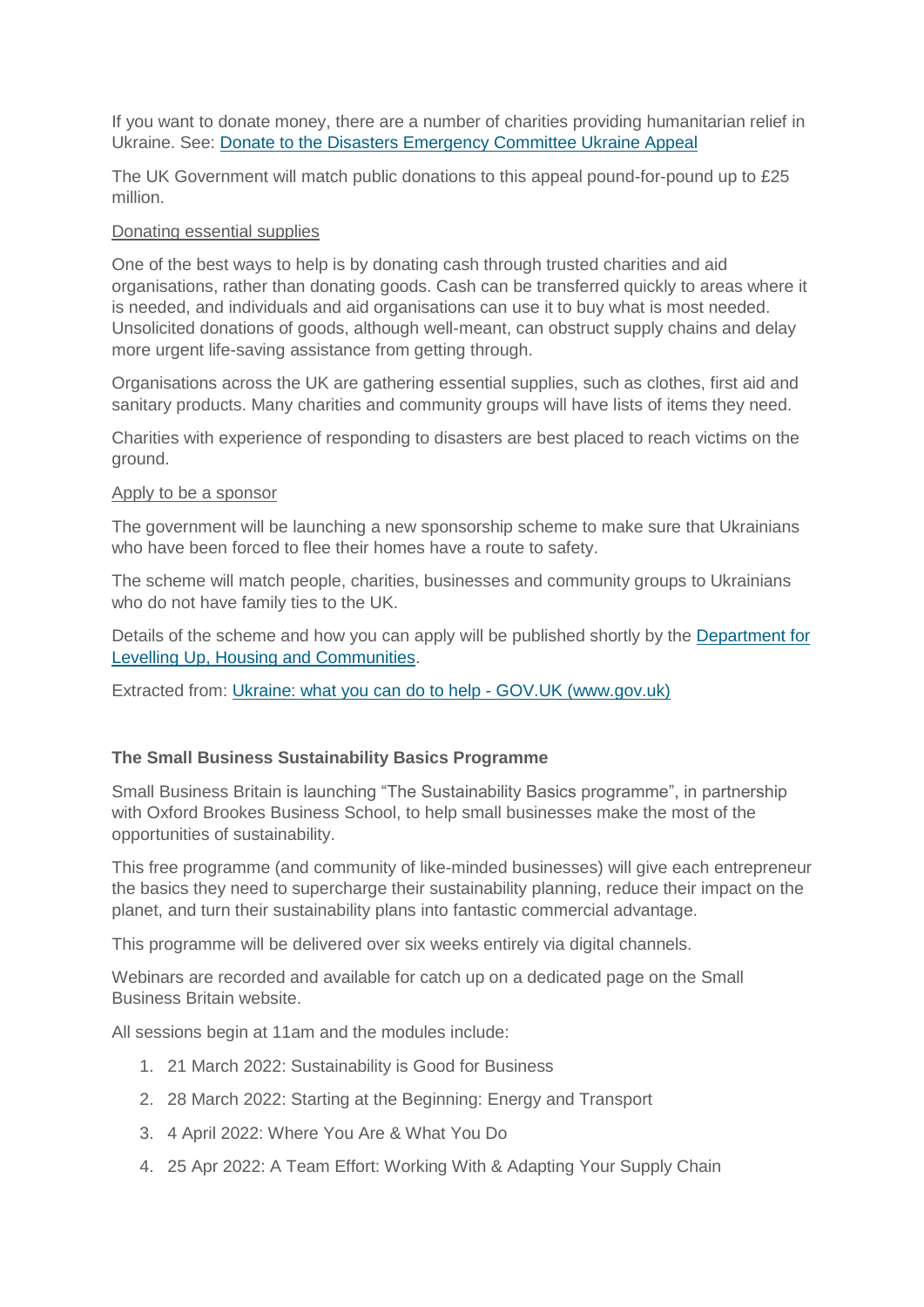If you want to donate money, there are a number of charities providing humanitarian relief in Ukraine. See: [Donate to the Disasters Emergency Committee Ukraine Appeal]

The UK Government will match public donations to this appeal pound-for-pound up to £25 million.

Donating essential supplies

One of the best ways to help is by donating cash through trusted charities and aid organisations, rather than donating goods. Cash can be transferred quickly to areas where it is needed, and individuals and aid organisations can use it to buy what is most needed. Unsolicited donations of goods, although well-meant, can obstruct supply chains and delay more urgent life-saving assistance from getting through.

Organisations across the UK are gathering essential supplies, such as clothes, first aid and sanitary products. Many charities and community groups will have lists of items they need.

Charities with experience of responding to disasters are best placed to reach victims on the ground.

Apply to be a sponsor

The government will be launching a new sponsorship scheme to make sure that Ukrainians who have been forced to flee their homes have a route to safety.

The scheme will match people, charities, businesses and community groups to Ukrainians who do not have family ties to the UK.

Details of the scheme and how you can apply will be published shortly by the [Department for Levelling Up, Housing and Communities].

Extracted from: [Ukraine: what you can do to help - GOV.UK (www.gov.uk)]

**The Small Business Sustainability Basics Programme**

Small Business Britain is launching "The Sustainability Basics programme", in partnership with Oxford Brookes Business School, to help small businesses make the most of the opportunities of sustainability.

This free programme (and community of like-minded businesses) will give each entrepreneur the basics they need to supercharge their sustainability planning, reduce their impact on the planet, and turn their sustainability plans into fantastic commercial advantage.

This programme will be delivered over six weeks entirely via digital channels.

Webinars are recorded and available for catch up on a dedicated page on the Small Business Britain website.

All sessions begin at 11am and the modules include:

1. 21 March 2022: Sustainability is Good for Business
2. 28 March 2022: Starting at the Beginning: Energy and Transport
3. 4 April 2022: Where You Are & What You Do
4. 25 Apr 2022: A Team Effort: Working With & Adapting Your Supply Chain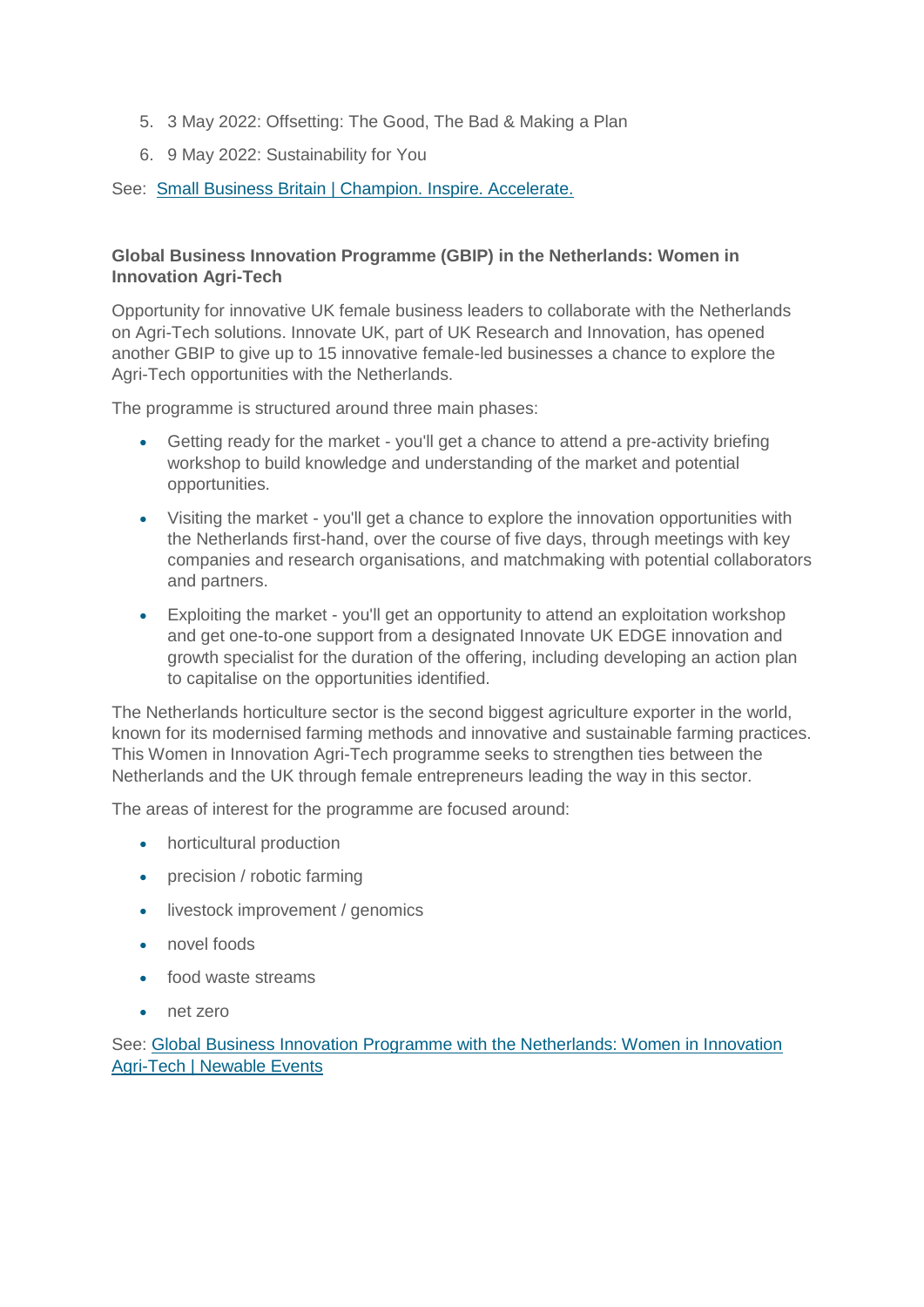5. 3 May 2022: Offsetting: The Good, The Bad & Making a Plan
6. 9 May 2022: Sustainability for You

See: [Small Business Britain | Champion. Inspire. Accelerate.]()

**Global Business Innovation Programme (GBIP) in the Netherlands: Women in Innovation Agri-Tech**

Opportunity for innovative UK female business leaders to collaborate with the Netherlands on Agri-Tech solutions. Innovate UK, part of UK Research and Innovation, has opened another GBIP to give up to 15 innovative female-led businesses a chance to explore the Agri-Tech opportunities with the Netherlands.

The programme is structured around three main phases:

- Getting ready for the market - you'll get a chance to attend a pre-activity briefing workshop to build knowledge and understanding of the market and potential opportunities.
- Visiting the market - you'll get a chance to explore the innovation opportunities with the Netherlands first-hand, over the course of five days, through meetings with key companies and research organisations, and matchmaking with potential collaborators and partners.
- Exploiting the market - you'll get an opportunity to attend an exploitation workshop and get one-to-one support from a designated Innovate UK EDGE innovation and growth specialist for the duration of the offering, including developing an action plan to capitalise on the opportunities identified.

The Netherlands horticulture sector is the second biggest agriculture exporter in the world, known for its modernised farming methods and innovative and sustainable farming practices. This Women in Innovation Agri-Tech programme seeks to strengthen ties between the Netherlands and the UK through female entrepreneurs leading the way in this sector.

The areas of interest for the programme are focused around:

- horticultural production
- precision / robotic farming
- livestock improvement / genomics
- novel foods
- food waste streams
- net zero

See: [Global Business Innovation Programme with the Netherlands: Women in Innovation Agri-Tech | Newable Events]()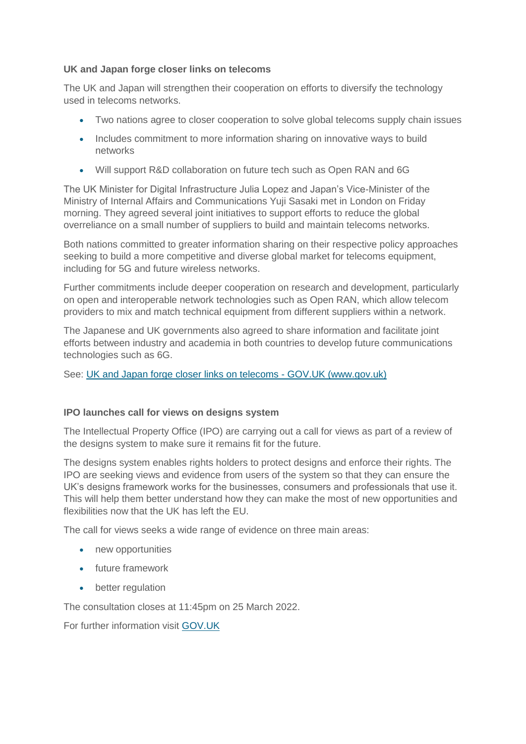**UK and Japan forge closer links on telecoms**

The UK and Japan will strengthen their cooperation on efforts to diversify the technology used in telecoms networks.

- Two nations agree to closer cooperation to solve global telecoms supply chain issues
- Includes commitment to more information sharing on innovative ways to build networks
- Will support R&D collaboration on future tech such as Open RAN and 6G

The UK Minister for Digital Infrastructure Julia Lopez and Japan's Vice-Minister of the Ministry of Internal Affairs and Communications Yuji Sasaki met in London on Friday morning. They agreed several joint initiatives to support efforts to reduce the global overreliance on a small number of suppliers to build and maintain telecoms networks.

Both nations committed to greater information sharing on their respective policy approaches seeking to build a more competitive and diverse global market for telecoms equipment, including for 5G and future wireless networks.

Further commitments include deeper cooperation on research and development, particularly on open and interoperable network technologies such as Open RAN, which allow telecom providers to mix and match technical equipment from different suppliers within a network.

The Japanese and UK governments also agreed to share information and facilitate joint efforts between industry and academia in both countries to develop future communications technologies such as 6G.

See: [UK and Japan forge closer links on telecoms - GOV.UK (www.gov.uk)]()

**IPO launches call for views on designs system**

The Intellectual Property Office (IPO) are carrying out a call for views as part of a review of the designs system to make sure it remains fit for the future.

The designs system enables rights holders to protect designs and enforce their rights. The IPO are seeking views and evidence from users of the system so that they can ensure the UK's designs framework works for the businesses, consumers and professionals that use it. This will help them better understand how they can make the most of new opportunities and flexibilities now that the UK has left the EU.

The call for views seeks a wide range of evidence on three main areas:

- new opportunities
- future framework
- better regulation

The consultation closes at 11:45pm on 25 March 2022.

For further information visit [GOV.UK]()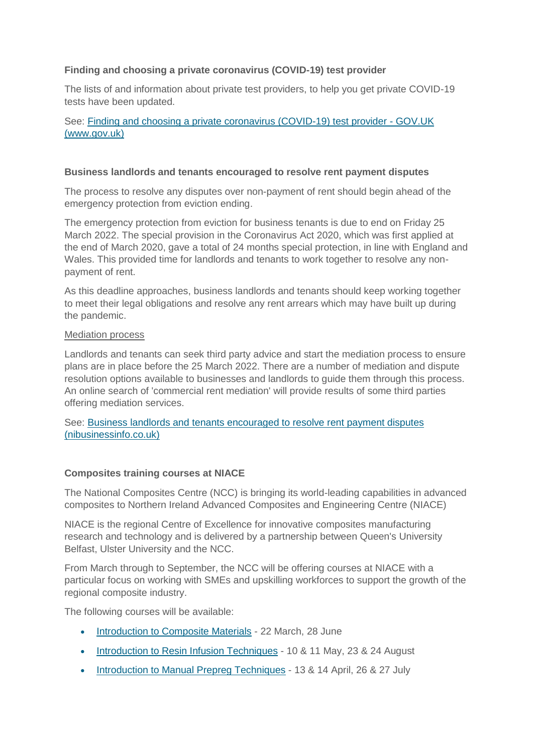**Finding and choosing a private coronavirus (COVID-19) test provider**

The lists of and information about private test providers, to help you get private COVID-19 tests have been updated.

See: [Finding and choosing a private coronavirus (COVID-19) test provider - GOV.UK (www.gov.uk)]()

**Business landlords and tenants encouraged to resolve rent payment disputes**

The process to resolve any disputes over non-payment of rent should begin ahead of the emergency protection from eviction ending.

The emergency protection from eviction for business tenants is due to end on Friday 25 March 2022. The special provision in the Coronavirus Act 2020, which was first applied at the end of March 2020, gave a total of 24 months special protection, in line with England and Wales. This provided time for landlords and tenants to work together to resolve any non-payment of rent.

As this deadline approaches, business landlords and tenants should keep working together to meet their legal obligations and resolve any rent arrears which may have built up during the pandemic.

Mediation process

Landlords and tenants can seek third party advice and start the mediation process to ensure plans are in place before the 25 March 2022. There are a number of mediation and dispute resolution options available to businesses and landlords to guide them through this process. An online search of 'commercial rent mediation' will provide results of some third parties offering mediation services.

See: [Business landlords and tenants encouraged to resolve rent payment disputes (nibusinessinfo.co.uk)]()

**Composites training courses at NIACE**

The National Composites Centre (NCC) is bringing its world-leading capabilities in advanced composites to Northern Ireland Advanced Composites and Engineering Centre (NIACE)

NIACE is the regional Centre of Excellence for innovative composites manufacturing research and technology and is delivered by a partnership between Queen's University Belfast, Ulster University and the NCC.

From March through to September, the NCC will be offering courses at NIACE with a particular focus on working with SMEs and upskilling workforces to support the growth of the regional composite industry.

The following courses will be available:

- [Introduction to Composite Materials]() - 22 March, 28 June
- [Introduction to Resin Infusion Techniques]() - 10 & 11 May, 23 & 24 August
- [Introduction to Manual Prepreg Techniques]() - 13 & 14 April, 26 & 27 July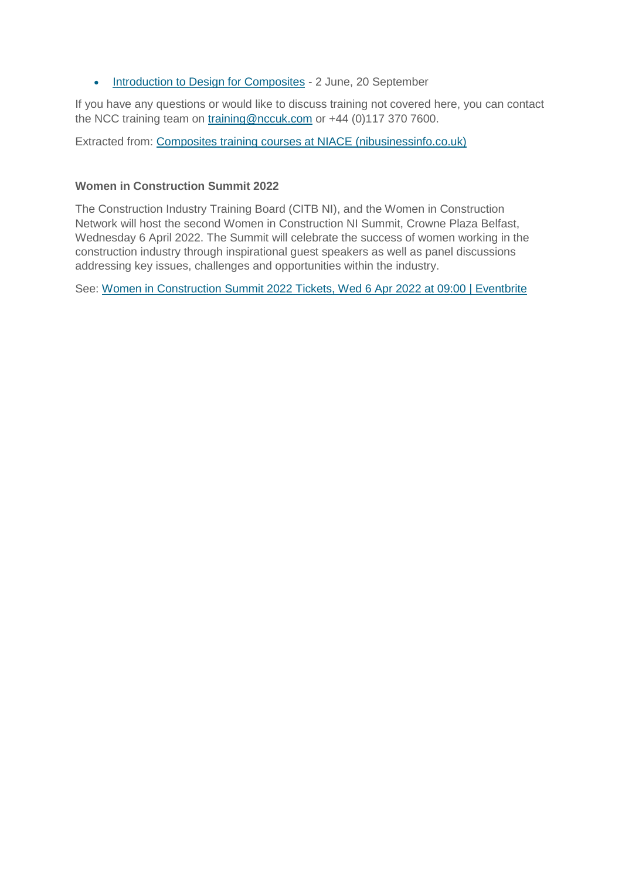- Introduction to Design for Composites - 2 June, 20 September

If you have any questions or would like to discuss training not covered here, you can contact the NCC training team on training@nccuk.com or +44 (0)117 370 7600.

Extracted from: Composites training courses at NIACE (nibusinessinfo.co.uk)

**Women in Construction Summit 2022**

The Construction Industry Training Board (CITB NI), and the Women in Construction Network will host the second Women in Construction NI Summit, Crowne Plaza Belfast, Wednesday 6 April 2022. The Summit will celebrate the success of women working in the construction industry through inspirational guest speakers as well as panel discussions addressing key issues, challenges and opportunities within the industry.

See: Women in Construction Summit 2022 Tickets, Wed 6 Apr 2022 at 09:00 | Eventbrite